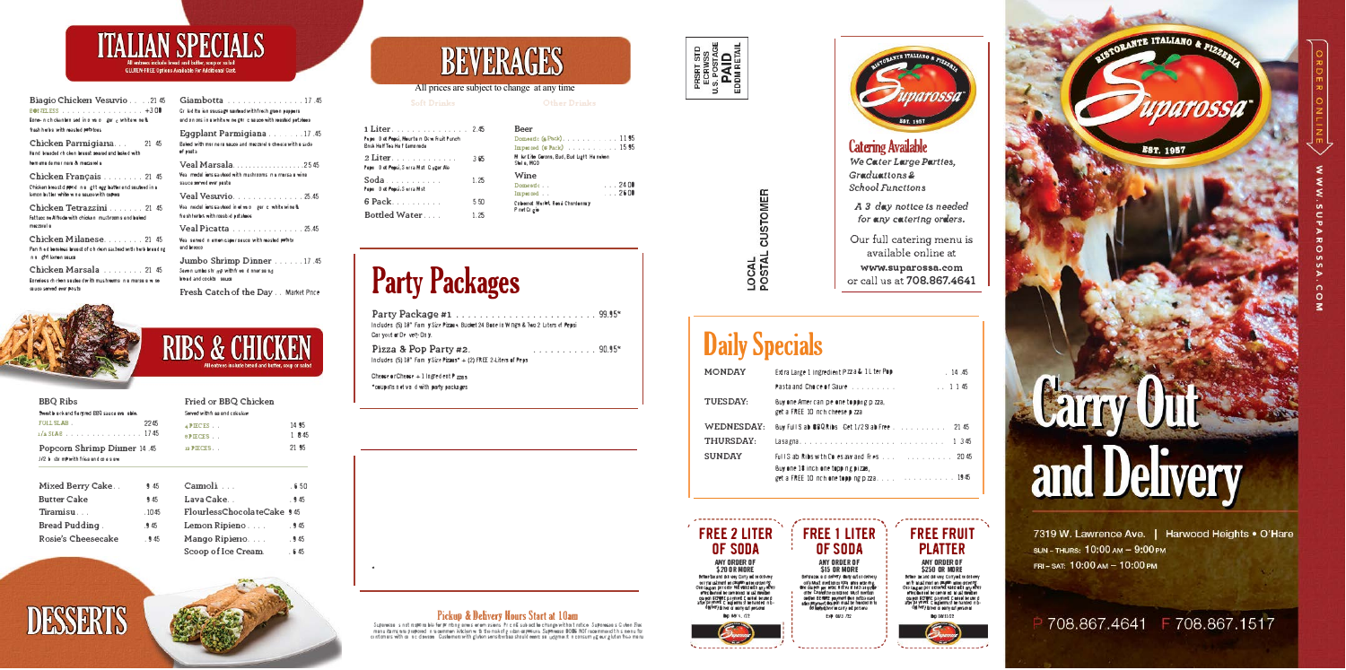# ITALIAN SPECIALS

All entrees include bread and butter, soup or salad
GLUTEN-FREE Options Available for Additional Cost

**Biagio Chicken Vesuvio** . . . . 21.45
BONELESS . . . . . . . . . . . . . . . . +3.00
Bone-in chicken sauteed in olive oil, garlic, white wine & fresh herbs with roasted potatoes

**Chicken Parmigiana** . . . 21.45
Hand breaded chicken breast sauced and baked with homemade marinara & mozzarella

**Chicken Français** . . . . . . . . 21.45
Chicken breast dipped in egg batter and sauteed in a lemon butter white wine sauce with capers

**Chicken Tetrazzini** . . . . . . . 21.45
Fettuccine Alfredo with chicken, mushrooms and baked mozzarella

**Chicken Milanese** . . . . . . . . 21.45
Pan fried boneless breast of chicken sauteed with herb breading in a light lemon sauce

**Chicken Marsala** . . . . . . . . 21.45
Boneless chicken sauteed with mushrooms in a marsala wine sauce served over pasta

**Giambotta** . . . . . . . . . . . . . . . . 17.45
Grilled Italian sausage sauteed with fresh green peppers and onions in a white wine garlic sauce with roasted potatoes

**Eggplant Parmigiana** . . . . . . . 17.45
Baked with marinara sauce and mozzarella cheese with a side of pasta

**Veal Marsala** . . . . . . . . . . . . . . . . 25.45
Veal medallions sauteed with mushrooms in a marsala wine sauce served over pasta

**Veal Vesuvio** . . . . . . . . . . . . . . 25.45
Veal medallions sauteed in olive oil, garlic, white wine & fresh herbs with roasted potatoes

**Veal Picatta** . . . . . . . . . . . . . . 25.45
Veal served in a lemon caper sauce with roasted potato and broccoli

**Jumbo Shrimp Dinner** . . . . . . 17.45
Seven jumbo shrimp with seasoned marinara bread and cocktail sauce

**Fresh Catch of the Day** . . . Market Price

# RIBS & CHICKEN

All entrees include bread and butter, soup or salad

**BBQ Ribs**
Tender baby back ribs with our BBQ sauce available

| | |
|---|---|
| FULL SLAB . . | 22.45 |
| 1/2 SLAB . . . . . . . . . . . . . . . | 17.45 |

**Popcorn Shrimp Dinner** 14.45
1/2 lb. shrimp with fries and coleslaw

**Fried or BBQ Chicken**
Served with fries and coleslaw

| | |
|---|---|
| 4 PIECES . . | 14.95 |
| 8 PIECES . . | 18.45 |
| 12 PIECES . . | 21.95 |

# DESSERTS

| | | | |
|---|---|---|---|
| Mixed Berry Cake . . | 9.45 | Cannoli . . . | 6.50 |
| Butter Cake | 9.45 | Lava Cake . . | 9.45 |
| Tiramisu . . . | 10.45 | Flourless Chocolate Cake | 9.45 |
| Bread Pudding . | 9.45 | Lemon Ripieno . . . . | 9.45 |
| Rosie's Cheesecake | 9.45 | Mango Ripieno . . . . | 9.45 |
| | | Scoop of Ice Cream . | 6.45 |

# BEVERAGES

All prices are subject to change at any time

**Soft Drinks**

| | |
|---|---|
| **1 Liter** . . . . . . . . . . . . . . . . | 2.45 |
| Pepsi, Diet Pepsi, Mountain Dew, Fruit Punch, Brisk Half Tea Half Lemonade | |
| **2 Liter** . . . . . . . . . . . . . | 3.65 |
| Pepsi, Diet Pepsi, Sierra Mist, Ginger Ale | |
| **Soda** . . . . . . . . . . . | 1.25 |
| Pepsi, Diet Pepsi, Sierra Mist | |
| **6 Pack** . . . . . . . . . . . | 5.50 |
| **Bottled Water** . . . . | 1.25 |

**Other Drinks**

**Beer**

| | |
|---|---|
| Domestic (6 Pack) . . . . . . . . . . . | 11.95 |
| Imported (6 Pack) . . . . . . . . . . . | 15.95 |

Miller Lite, Corona, Bud, Bud Light, Heineken, Stella, MGD

**Wine**

| | |
|---|---|
| Domestic . . . | 24.00 |
| Imported . . . | 26.00 |

Cabernet, Merlot, Rosé, Chardonnay, Pinot Grigio

# Party Packages

**Party Package #1** . . . . . . . . . . . . . . . . . . . . . . . . 99.95*
Includes (5) 18" Family Size Pizzas + Bucket 24 Bone-in Wings & Two 2 Liters of Pepsi
Carryout or Delivery Only.

**Pizza & Pop Party #2** . . . . . . . . . . . . . . . . 90.95*
Includes (5) 18" Family Size Pizzas* + (2) FREE 2-Liters of Pepsi

Cheese or Cheese + 1 Ingredient Pizzas
*coupons not valid with party packages

**Pickup & Delivery Hours Start at 10am**

Suparossa is not responsible for any missing items when ordering. Prices subject to change without notice. Suparossa's Gluten Free menu items are prepared in a common kitchen with the risk of gluten exposure. Suparossa DOES NOT recommend this menu for customers with celiac disease. Customers with gluten sensitivities should exercise judgment in consuming our gluten free menu.

PRSRT STD
ECRWSS
U.S. POSTAGE
PAID
EDDM RETAIL

LOCAL
POSTAL CUSTOMER

Ristorante Italiano & Pizzeria
Suparossa
EST. 1957

## Catering Available

*We Cater Large Parties, Graduations & School Functions*

*A 3 day notice is needed for any catering orders.*

Our full catering menu is available online at
**www.suparossa.com**
or call us at **708.867.4641**

# Daily Specials

| | | |
|---|---|---|
| MONDAY | Extra Large 1 Ingredient Pizza & 1 Liter Pop | 14.45 |
| | Pasta and Choice of Sauce . . . . . . . . . . | 11.45 |
| TUESDAY: | Buy one American pie one topping pizza, get a FREE 10 inch cheese pizza | |
| WEDNESDAY: | Buy Full Slab BBQ Ribs Get 1/2 Slab Free . . . . . . . . . . | 21.45 |
| THURSDAY: | Lasagna . . . . . . . . . . . . . . . . . . . . . . . . . . . . . . | 13.45 |
| SUNDAY | Full Slab Ribs with Coleslaw and Fries . . . . . . . . . . . | 20.45 |
| | Buy one 16 inch one topping pizza, get a FREE 10 inch one topping pizza . . . . . . . . . . . . . . | 19.45 |

**FREE 2 LITER OF SODA**
ANY ORDER OF $20 OR MORE
Valid for pick up and delivery. Carry out or delivery only. Must mention coupon when ordering. One coupon per order. Not valid with any other offers. Must be presented at time of order.
Exp. 10/31/22

**FREE 1 LITER OF SODA**
ANY ORDER OF $15 OR MORE
Valid for pick up and delivery. Carry out or delivery only. Must mention coupon when ordering. One coupon per order. Not valid with any other offers. Must be presented at time of order.
Exp. 10/31/22

**FREE FRUIT PLATTER**
ANY ORDER OF $250 OR MORE
Valid for pick up and delivery. Carry out or delivery only. Must mention coupon when ordering. One coupon per order. Not valid with any other offers. Must be presented at time of order.
Exp. 10/31/22

Ristorante Italiano & Pizzeria
Suparossa
EST. 1957

ORDER ONLINE
WWW.SUPAROSSA.COM

# Carry Out and Delivery

7319 W. Lawrence Ave. | Harwood Heights • O'Hare
SUN – THURS: 10:00 AM – 9:00 PM
FRI – SAT: 10:00 AM – 10:00 PM

P 708.867.4641 F 708.867.1517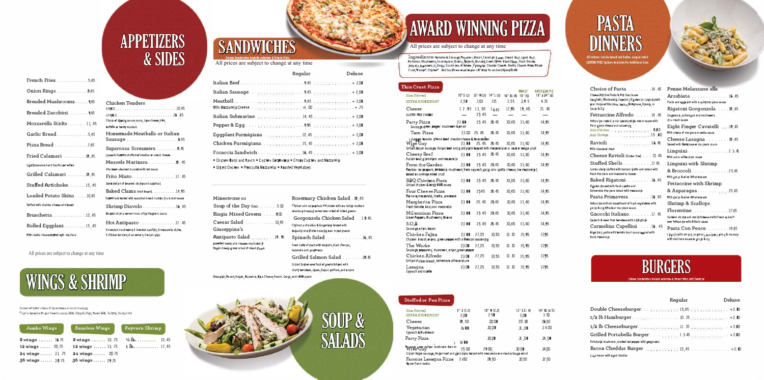# APPETIZERS & SIDES

French Fries .............5.45

Onion Rings .............8.45

Breaded Mushrooms ......9.45

Breaded Zucchini .........9.45

Mozzarella Sticks ....... 11.45

Garlic Bread .............5.45

Pizza Bread ..............7.45

Fried Calamari ..........18.45

Lightly seasoned and fried to perfection

Grilled Calamari ........18.45

Stuffed Artichoke ........15.45

Loaded Potato Skins .....10.45

Topped with cheddar cheese and bacon

Bruschetta ...............12.45

Rolled Eggplant ..........15.45

With ricotta cheese topped with marinara

Chicken Tenders

6 PIECE .........................10.45

10 PIECE .........................16.45

Choice of dipping sauce: ranch, blue cheese, bbq, buffalo, or honey mustard.

Homemade Meatballs or Italian Sausage ..........................9.45

Suparossa Screamers ..........8.45

Jalapeño Peppers stuffed w/ cheddar or cream cheese

Mussels Marinara ............18.45

One dozen steamed mussels with red sauce

Frito Misto ...................17.45

Combination of breaded shrimp and calamari

Baked Clams (Half Dozen) ..........14.95

Topped and baked with seasoned bread crumbs in a lemon sauce

Shrimp Diavolo ..............16.45

Broiled shrimp served in our spicy marinara sauce

Hot Antipasto ................17.45

6 breaded mushrooms, 6 breaded zucchini, 4 mozzarella sticks, 2 chicken tenders & 2 screamers, 2 onion rings

All prices are subject to change at any time

# SANDWICHES

Deluxe Sandwiches include coleslaw & french fries.

All prices are subject to change at any time

| | Regular | Deluxe |
|---|---|---|
| Italian Beef | 9.45 | + 2.00 |
| Italian Sausage | 9.45 | + 2.00 |
| Meatball | 9.45 | + 2.00 |
| With Mozzarella Cheese | +1.00 | + .75 |
| Italian Submarine | 14.45 | + 2.00 |
| Pepper & Egg | 9.95 | + 2.00 |
| Eggplant Parmigiana | 12.45 | + 2.00 |
| Chicken Parmigiana | 15.45 | + 2.00 |
| Focaccia Sandwich | 16.45 | + 2.00 |

- Chicken Basil and Ranch • Chicken Giardiniera • Crispy Chicken and Mozzarella
- Grilled Chicken • Prosciutto Mozzarella • Roasted Vegetables

# SOUP & SALADS

Minestrone or Soup of the Day (bowl) ........5.00

Biagia Mixed Greens ........8.00

Caesar Salad ..............10.45

Giuseppina's Antipasto Salad ..........19.95

Imported meats and cheeses marinated in Italian dressing over a bed of mixed greens

Rosemary Chicken Salad ..18.45

Chicken and red peppers marinated with our tangy mustard rosemary dressing served over a bed of mixed greens

Gorgonzola Chicken Salad ...18.45

Chicken, asparagus & Gorgonzola tossed with balsamic vinaigrette over mixed greens

Spinach Salad ...............16.45

Fresh baby spinach with walnuts, dried cherries, kalamata and gorgonzola

Grilled Salmon Salad ........28.45

Grilled Salmon over field of greens topped with cherry tomatoes, onions, Italian peppers, and onions

Dressings: Ranch, Italian, Balsamic, Blue Cheese, French, Caesar, and 1000 Island

# WINGS & SHRIMP

Served with your choice of bleu cheese or ranch dressing. Plain or tossed with your favorite sauce: BBQ, Spicy Buffalo, Sweet BBQ, Teriyaki, Honey Hot

| Jumbo Wings | | Boneless Wings | | Popcorn Shrimp | |
|---|---|---|---|---|---|
| 8 wings | 16.75 | 8 wings | 10.75 | ½ lb. | 12.45 |
| 12 wings | 20.75 | 12 wings | 13.75 | 1 lb. | 17.45 |
| 24 wings | 31.75 | 24 wings | 20.75 | | |
| 36 wings | 38.75 | 36 wings | 29.75 | | |

# AWARD WINNING PIZZA

All prices are subject to change at any time

Ingredients: Homemade Sausage, Pepperoni, Bacon, Canadian Bacon, Ground Beef, Sliced Beef, Anchovies, Mushrooms, Green Peppers, Onions, Spinach, Broccoli, Green Olives, Black Olives, Fresh Tomato, Jalapeño, Pepperoncini, Garlic, Giardiniera, Artichoke, Pineapple, Cheddar Cheese, Ricotta Cheese, Whole Wheat Crust, Shrimp\*, Chicken\* Add Cauliflower crust to your 10" pizza for an additional $6.00

## Thin Crust Pizza

| Size (Serves) | 10" S (1) | 12" M (2) | 14" L (3) | 16" XL (4) | FAMILY 18" (5) | AMERICAN PIE 18" x 24" (6) |
|---|---|---|---|---|---|---|
| EXTRA INGREDIENT | 2.50 | 3.00 | 3.35 | 3.55 | 3.95 | 4.25 |
| Cheese | 12.95 | 13.95 | 16.45 | 17.95 | 19.45 | 21.45 |
| GLUTEN FREE CHEESE | — | 25.45 | — | — | — | — |
| Party Pizza<br>Sausage, green pepper, mushroom & onion | 23.00 | 25.45 | 28.45 | 30.45 | 33.40 | 34.95 |
| Taco Pizza<br>Jalapeño, tomato, ground beef, cheddar cheese & taco sauce | 23.00 | 25.45 | 28.45 | 30.45 | 33.40 | 34.95 |
| Wise Guy<br>Grilled Italian sausage, Italian beef and giardiniera topped with mozzarella on a double twisty crust | 23.00 | 25.45 | 28.45 | 30.45 | 33.40 | 34.95 |
| Cheesy Beef<br>Italian beef, giardiniera and mozzarella | 23.00 | 25.45 | 28.45 | 30.45 | 33.40 | 34.95 |
| From the Garden<br>Roasted red peppers, portobello mushrooms, fresh spinach, garlic and ricotta cheese (no mozzarella), baked on a whole wheat crust | 23.00 | 25.45 | 28.45 | 30.45 | 33.40 | 34.95 |
| BBQ Chicken Pizza<br>Grilled chicken & tangy BBQ sauce | 23.00 | 25.45 | 28.45 | 30.45 | 33.40 | 34.95 |
| Four Cheese Pizza<br>Romano, mozzarella, ricotta, provolone | 23.00 | 25.45 | 28.45 | 30.45 | 33.40 | 34.95 |
| Margherita Pizza<br>Fresh tomato, basil and mozzarella | 23.00 | 25.45 | 28.45 | 30.45 | 33.40 | 34.95 |
| Millennium Pizza<br>Green Peppers, Mushrooms, Onions | 23.00 | 25.45 | 28.45 | 30.45 | 33.40 | 34.95 |
| S.O.B.<br>Sausage, onion, bacon | 23.00 | 25.45 | 28.45 | 30.45 | 33.40 | 34.95 |
| Chicken Fajita<br>Chicken breast, onions, green pepper with a Mexican seasoning | 23.00 | 27.25 | 30.55 | 32.70 | 35.95 | 37.95 |
| The Works<br>Sausage, pepperoni, mushroom, onion, green pepper | 23.00 | 27.25 | 30.55 | 32.70 | 35.95 | 37.95 |
| Chicken Alfredo<br>Grilled chicken breast, homemade alfredo sauce | 23.00 | 27.25 | 30.55 | 32.70 | 35.95 | 37.95 |
| Lasagna<br>Spinach and ricotta | 23.00 | 27.25 | 30.55 | 32.70 | 35.95 | 37.95 |

## Stuffed or Pan Pizza

| Size (Serves) | 9" S (1-2) | 10" M (2-3) | 12" L (3-4) | 14" XL (4-5) |
|---|---|---|---|---|
| EXTRA INGREDIENT | 2.00 | 2.50 | 3.00 | 3.50 |
| Cheese | 18.50 | 20.00 | 22.00 | 26.50 |
| Vegetarian<br>Spinach & Mushroom | 26.00 | 30.00 | 31.00 | 34.00 |
| Party Pizza<br>Sausage, green pepper, mushroom & onion | 26.00 | 30.00 | 31.00 | 34.00 |
| Wise Guy<br>Grilled Italian sausage, Italian beef and giardiniera topped with mozzarella on a double twisty crust | 25.00 | 29.00 | 30.00 | 34.00 |
| Famous Lasagna Pizza<br>Spinach and ricotta | 24.50 | 28.50 | 30.50 | 32.50 |

# PASTA DINNERS

All entrees include bread and butter, soup or salad. GLUTEN-FREE Options Available For Additional Cost.

Choice of Pasta .........14.45

Cheese Any One Pasta & Any One Sauce. Spaghetti, Mostaccioli, Capellini, Rigatoni or Linguini with your choice of Marinara, Vodka, Bolognese, Diavolo, or Garlic & Oil

Fettuccine Alfredo .......14.45

Fettuccine cooked in our special white cream sauce with Parmigiano cheese and seasoning

Add Chicken ...............8.00

Add Shrimp ...............15.00

Ravioli ...................16.45

With cheese or meat

Cheese Ravioli (Gluten Free) ....21.45

Stuffed Shells ............17.45

Jumbo shells stuffed with herbed ricotta and baked with fresh marinara and mozzarella cheese

Baked Rigatoni ...........16.45

Rigatoni tossed with fresh ricotta and homemade marinara baked with mozzarella

Pasta Primavera ..........16.45

Fettuccine with an assortment of fresh vegetables with garlic & oil, Alfredo or marinara sauce

Gnocchi Italiano .........17.45

Spinach & meat filled tomatoes with a pink garlic

Carmelina Capellini .......16.45

Angel hair pasta with tomato basil sauce topped with fresh mozzarella

Penne Melanzane alla Arrabiata ................16.45

Pasta and eggplant with a spicy marinara sauce

Rigatoni Gorgonzola .....18.45

Gorgonzola, asparagus and mushrooms in a cream sauce

Eight Finger Cavatelli ....18.45

With choice of marinara or vodka sauce

Cheese Lasagna ..........18.45

Served with Bolognese or marinara sauce

Linguini ................23.45

With red or white clam sauce

Linguini with Shrimp & Broccoli ..............25.45

With garlic & oil or Alfredo sauce

Fettuccine with Shrimp & Asparagus ............25.45

With garlic & oil or Alfredo sauce

Shrimp & Scallops Florentine ...............27.45

Sautéed shrimp and scallops tossed with fresh spinach over fettuccine with Alfredo sauce

Pasta Con Pesce ..........34.45

Linguini with shrimp, calamari, scallops, clams, & mussels with marinara sauce or garlic & oil

# BURGERS

Deluxe Sandwiches include coleslaw & french fries. Add Sweet or

| | Regular | Deluxe |
|---|---|---|
| Double Cheeseburger | 15.45 | + 2.00 |
| 1/2 lb Hamburger | 10.25 | + 2.00 |
| 1/2 lb Cheeseburger | 11.25 | + 2.00 |
| Grilled Portabella Burger<br>Portabella mushroom, roasted red pepper with gorgonzola | 13.45 | + 2.00 |
| Bacon Cheddar Burger<br>Crisp bacon with aged cheddar | 12.45 | + 2.00 |